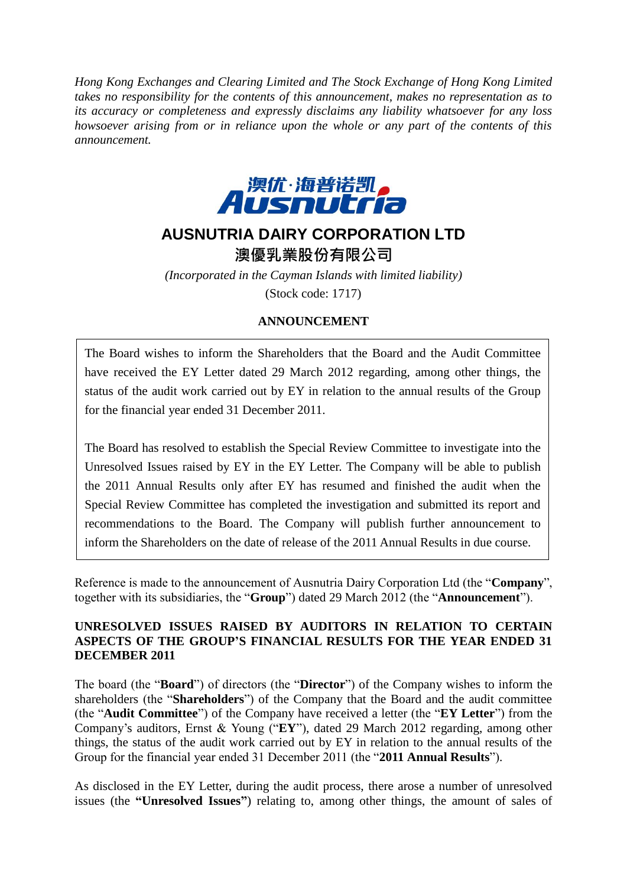*Hong Kong Exchanges and Clearing Limited and The Stock Exchange of Hong Kong Limited takes no responsibility for the contents of this announcement, makes no representation as to its accuracy or completeness and expressly disclaims any liability whatsoever for any loss howsoever arising from or in reliance upon the whole or any part of the contents of this announcement.*

澳优·海普诺凯
Ausnutria

# AUSNUTRIA DAIRY CORPORATION LTD
# 澳優乳業股份有限公司

*(Incorporated in the Cayman Islands with limited liability)*
(Stock code: 1717)

## ANNOUNCEMENT

The Board wishes to inform the Shareholders that the Board and the Audit Committee have received the EY Letter dated 29 March 2012 regarding, among other things, the status of the audit work carried out by EY in relation to the annual results of the Group for the financial year ended 31 December 2011.

The Board has resolved to establish the Special Review Committee to investigate into the Unresolved Issues raised by EY in the EY Letter. The Company will be able to publish the 2011 Annual Results only after EY has resumed and finished the audit when the Special Review Committee has completed the investigation and submitted its report and recommendations to the Board. The Company will publish further announcement to inform the Shareholders on the date of release of the 2011 Annual Results in due course.

Reference is made to the announcement of Ausnutria Dairy Corporation Ltd (the "**Company**", together with its subsidiaries, the "**Group**") dated 29 March 2012 (the "**Announcement**").

### UNRESOLVED ISSUES RAISED BY AUDITORS IN RELATION TO CERTAIN ASPECTS OF THE GROUP'S FINANCIAL RESULTS FOR THE YEAR ENDED 31 DECEMBER 2011

The board (the "**Board**") of directors (the "**Director**") of the Company wishes to inform the shareholders (the "**Shareholders**") of the Company that the Board and the audit committee (the "**Audit Committee**") of the Company have received a letter (the "**EY Letter**") from the Company's auditors, Ernst & Young ("**EY**"), dated 29 March 2012 regarding, among other things, the status of the audit work carried out by EY in relation to the annual results of the Group for the financial year ended 31 December 2011 (the "**2011 Annual Results**").

As disclosed in the EY Letter, during the audit process, there arose a number of unresolved issues (the **"Unresolved Issues"**) relating to, among other things, the amount of sales of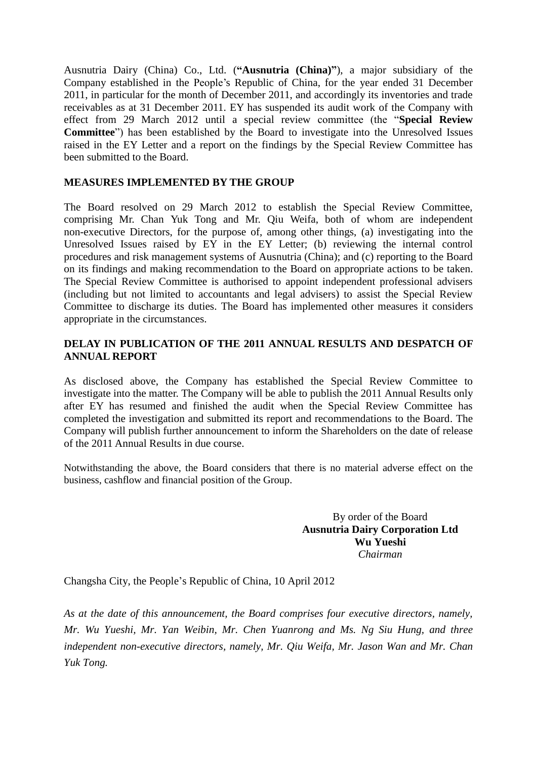Ausnutria Dairy (China) Co., Ltd. (**"Ausnutria (China)"**), a major subsidiary of the Company established in the People's Republic of China, for the year ended 31 December 2011, in particular for the month of December 2011, and accordingly its inventories and trade receivables as at 31 December 2011. EY has suspended its audit work of the Company with effect from 29 March 2012 until a special review committee (the "**Special Review Committee**") has been established by the Board to investigate into the Unresolved Issues raised in the EY Letter and a report on the findings by the Special Review Committee has been submitted to the Board.

## MEASURES IMPLEMENTED BY THE GROUP

The Board resolved on 29 March 2012 to establish the Special Review Committee, comprising Mr. Chan Yuk Tong and Mr. Qiu Weifa, both of whom are independent non-executive Directors, for the purpose of, among other things, (a) investigating into the Unresolved Issues raised by EY in the EY Letter; (b) reviewing the internal control procedures and risk management systems of Ausnutria (China); and (c) reporting to the Board on its findings and making recommendation to the Board on appropriate actions to be taken. The Special Review Committee is authorised to appoint independent professional advisers (including but not limited to accountants and legal advisers) to assist the Special Review Committee to discharge its duties. The Board has implemented other measures it considers appropriate in the circumstances.

## DELAY IN PUBLICATION OF THE 2011 ANNUAL RESULTS AND DESPATCH OF ANNUAL REPORT

As disclosed above, the Company has established the Special Review Committee to investigate into the matter. The Company will be able to publish the 2011 Annual Results only after EY has resumed and finished the audit when the Special Review Committee has completed the investigation and submitted its report and recommendations to the Board. The Company will publish further announcement to inform the Shareholders on the date of release of the 2011 Annual Results in due course.

Notwithstanding the above, the Board considers that there is no material adverse effect on the business, cashflow and financial position of the Group.

By order of the Board
**Ausnutria Dairy Corporation Ltd**
**Wu Yueshi**
*Chairman*

Changsha City, the People's Republic of China, 10 April 2012

*As at the date of this announcement, the Board comprises four executive directors, namely, Mr. Wu Yueshi, Mr. Yan Weibin, Mr. Chen Yuanrong and Ms. Ng Siu Hung, and three independent non-executive directors, namely, Mr. Qiu Weifa, Mr. Jason Wan and Mr. Chan Yuk Tong.*